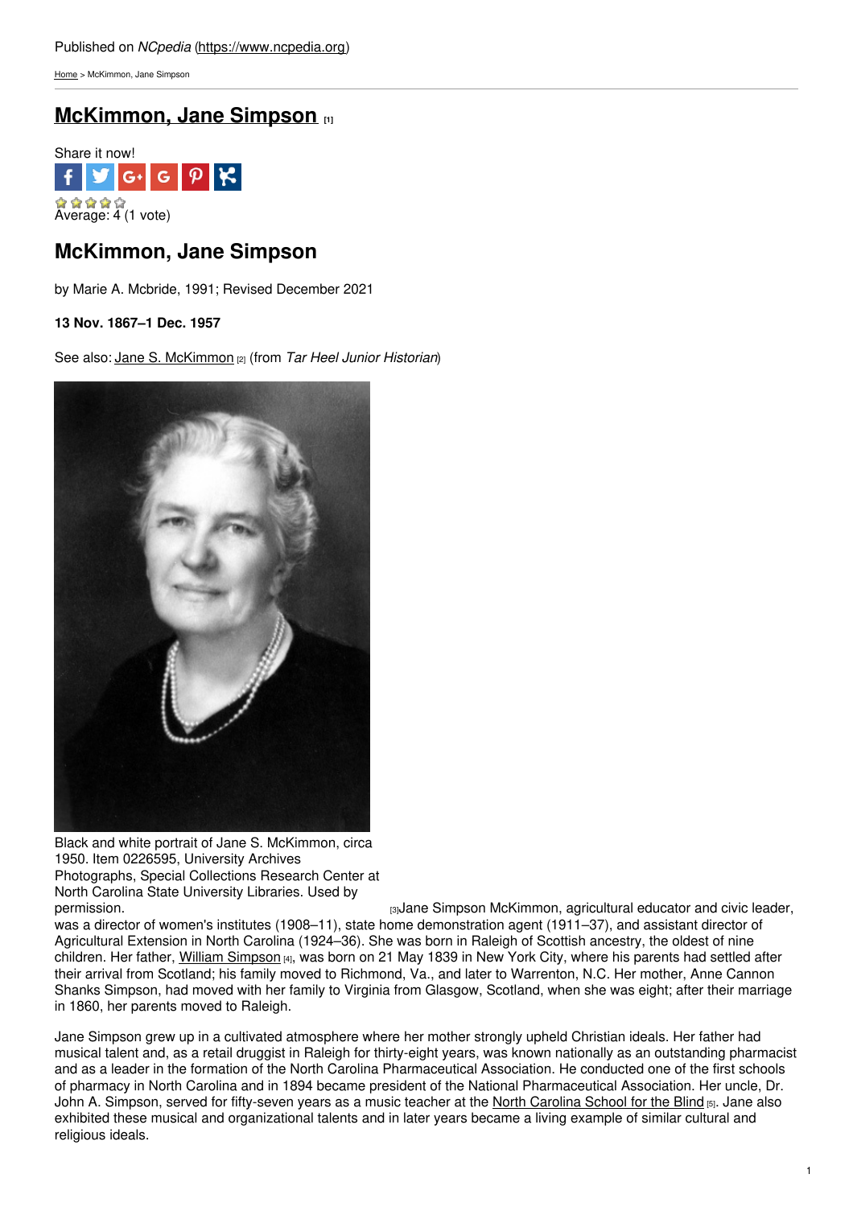Published on *NCpedia* (https://www.ncpedia.org)

Home > McKimmon, Jane Simpson

# McKimmon, Jane Simpson [1]

Share it now!

Average: 4 (1 vote)

## McKimmon, Jane Simpson

by Marie A. Mcbride, 1991; Revised December 2021

**13 Nov. 1867–1 Dec. 1957**

See also: Jane S. McKimmon [2] (from *Tar Heel Junior Historian*)

Black and white portrait of Jane S. McKimmon, circa 1950. Item 0226595, University Archives Photographs, Special Collections Research Center at North Carolina State University Libraries. Used by permission. [3]

Jane Simpson McKimmon, agricultural educator and civic leader, was a director of women's institutes (1908–11), state home demonstration agent (1911–37), and assistant director of Agricultural Extension in North Carolina (1924–36). She was born in Raleigh of Scottish ancestry, the oldest of nine children. Her father, William Simpson [4], was born on 21 May 1839 in New York City, where his parents had settled after their arrival from Scotland; his family moved to Richmond, Va., and later to Warrenton, N.C. Her mother, Anne Cannon Shanks Simpson, had moved with her family to Virginia from Glasgow, Scotland, when she was eight; after their marriage in 1860, her parents moved to Raleigh.

Jane Simpson grew up in a cultivated atmosphere where her mother strongly upheld Christian ideals. Her father had musical talent and, as a retail druggist in Raleigh for thirty-eight years, was known nationally as an outstanding pharmacist and as a leader in the formation of the North Carolina Pharmaceutical Association. He conducted one of the first schools of pharmacy in North Carolina and in 1894 became president of the National Pharmaceutical Association. Her uncle, Dr. John A. Simpson, served for fifty-seven years as a music teacher at the North Carolina School for the Blind [5]. Jane also exhibited these musical and organizational talents and in later years became a living example of similar cultural and religious ideals.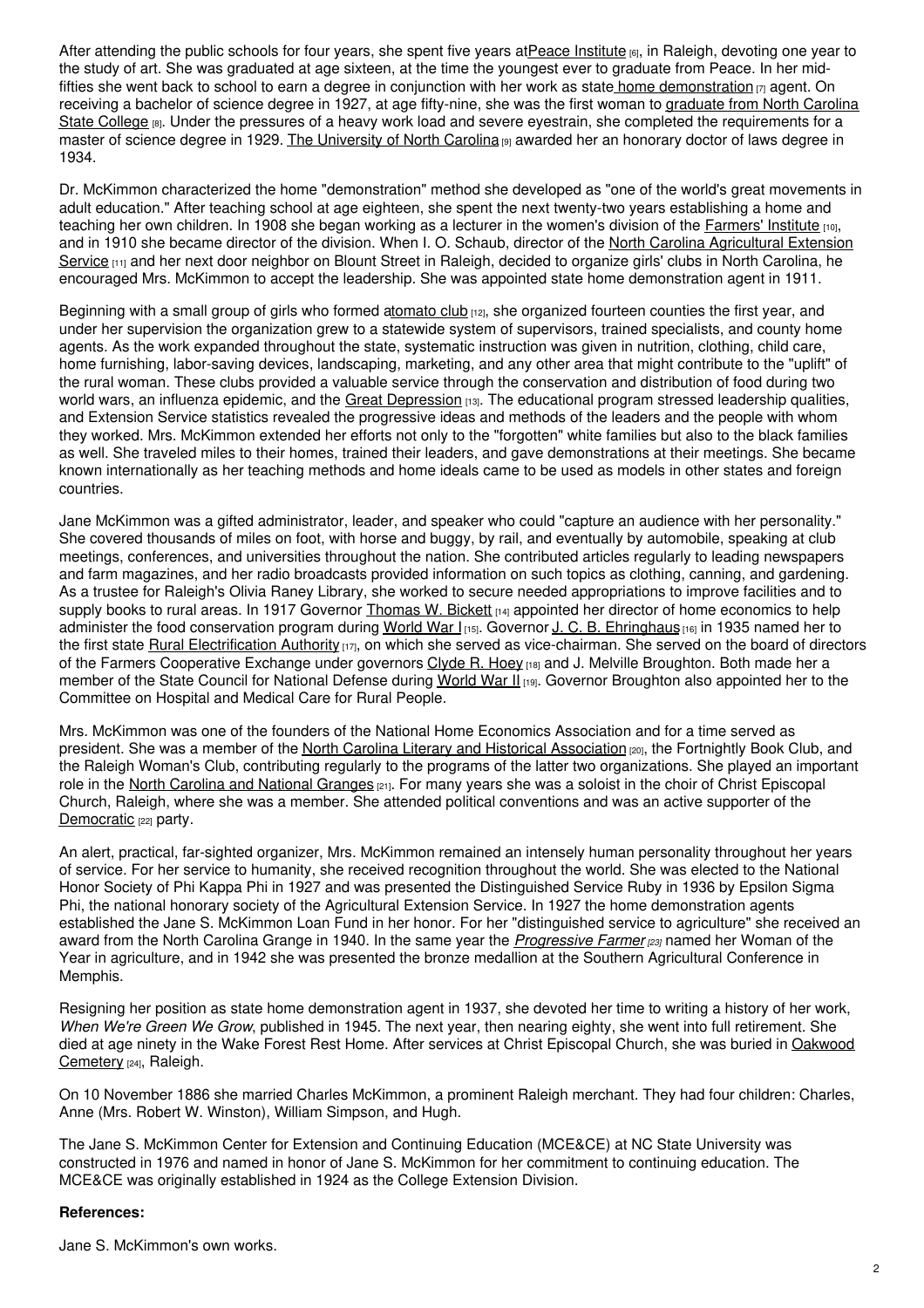After attending the public schools for four years, she spent five years at Peace Institute [6], in Raleigh, devoting one year to the study of art. She was graduated at age sixteen, at the time the youngest ever to graduate from Peace. In her mid-fifties she went back to school to earn a degree in conjunction with her work as state home demonstration [7] agent. On receiving a bachelor of science degree in 1927, at age fifty-nine, she was the first woman to graduate from North Carolina State College [8]. Under the pressures of a heavy work load and severe eyestrain, she completed the requirements for a master of science degree in 1929. The University of North Carolina [9] awarded her an honorary doctor of laws degree in 1934.

Dr. McKimmon characterized the home "demonstration" method she developed as "one of the world's great movements in adult education." After teaching school at age eighteen, she spent the next twenty-two years establishing a home and teaching her own children. In 1908 she began working as a lecturer in the women's division of the Farmers' Institute [10], and in 1910 she became director of the division. When I. O. Schaub, director of the North Carolina Agricultural Extension Service [11] and her next door neighbor on Blount Street in Raleigh, decided to organize girls' clubs in North Carolina, he encouraged Mrs. McKimmon to accept the leadership. She was appointed state home demonstration agent in 1911.

Beginning with a small group of girls who formed a tomato club [12], she organized fourteen counties the first year, and under her supervision the organization grew to a statewide system of supervisors, trained specialists, and county home agents. As the work expanded throughout the state, systematic instruction was given in nutrition, clothing, child care, home furnishing, labor-saving devices, landscaping, marketing, and any other area that might contribute to the "uplift" of the rural woman. These clubs provided a valuable service through the conservation and distribution of food during two world wars, an influenza epidemic, and the Great Depression [13]. The educational program stressed leadership qualities, and Extension Service statistics revealed the progressive ideas and methods of the leaders and the people with whom they worked. Mrs. McKimmon extended her efforts not only to the "forgotten" white families but also to the black families as well. She traveled miles to their homes, trained their leaders, and gave demonstrations at their meetings. She became known internationally as her teaching methods and home ideals came to be used as models in other states and foreign countries.

Jane McKimmon was a gifted administrator, leader, and speaker who could "capture an audience with her personality." She covered thousands of miles on foot, with horse and buggy, by rail, and eventually by automobile, speaking at club meetings, conferences, and universities throughout the nation. She contributed articles regularly to leading newspapers and farm magazines, and her radio broadcasts provided information on such topics as clothing, canning, and gardening. As a trustee for Raleigh's Olivia Raney Library, she worked to secure needed appropriations to improve facilities and to supply books to rural areas. In 1917 Governor Thomas W. Bickett [14] appointed her director of home economics to help administer the food conservation program during World War I [15]. Governor J. C. B. Ehringhaus [16] in 1935 named her to the first state Rural Electrification Authority [17], on which she served as vice-chairman. She served on the board of directors of the Farmers Cooperative Exchange under governors Clyde R. Hoey [18] and J. Melville Broughton. Both made her a member of the State Council for National Defense during World War II [19]. Governor Broughton also appointed her to the Committee on Hospital and Medical Care for Rural People.

Mrs. McKimmon was one of the founders of the National Home Economics Association and for a time served as president. She was a member of the North Carolina Literary and Historical Association [20], the Fortnightly Book Club, and the Raleigh Woman's Club, contributing regularly to the programs of the latter two organizations. She played an important role in the North Carolina and National Granges [21]. For many years she was a soloist in the choir of Christ Episcopal Church, Raleigh, where she was a member. She attended political conventions and was an active supporter of the Democratic [22] party.

An alert, practical, far-sighted organizer, Mrs. McKimmon remained an intensely human personality throughout her years of service. For her service to humanity, she received recognition throughout the world. She was elected to the National Honor Society of Phi Kappa Phi in 1927 and was presented the Distinguished Service Ruby in 1936 by Epsilon Sigma Phi, the national honorary society of the Agricultural Extension Service. In 1927 the home demonstration agents established the Jane S. McKimmon Loan Fund in her honor. For her "distinguished service to agriculture" she received an award from the North Carolina Grange in 1940. In the same year the *Progressive Farmer* [23] named her Woman of the Year in agriculture, and in 1942 she was presented the bronze medallion at the Southern Agricultural Conference in Memphis.

Resigning her position as state home demonstration agent in 1937, she devoted her time to writing a history of her work, *When We're Green We Grow*, published in 1945. The next year, then nearing eighty, she went into full retirement. She died at age ninety in the Wake Forest Rest Home. After services at Christ Episcopal Church, she was buried in Oakwood Cemetery [24], Raleigh.

On 10 November 1886 she married Charles McKimmon, a prominent Raleigh merchant. They had four children: Charles, Anne (Mrs. Robert W. Winston), William Simpson, and Hugh.

The Jane S. McKimmon Center for Extension and Continuing Education (MCE&CE) at NC State University was constructed in 1976 and named in honor of Jane S. McKimmon for her commitment to continuing education. The MCE&CE was originally established in 1924 as the College Extension Division.

**References:**

Jane S. McKimmon's own works.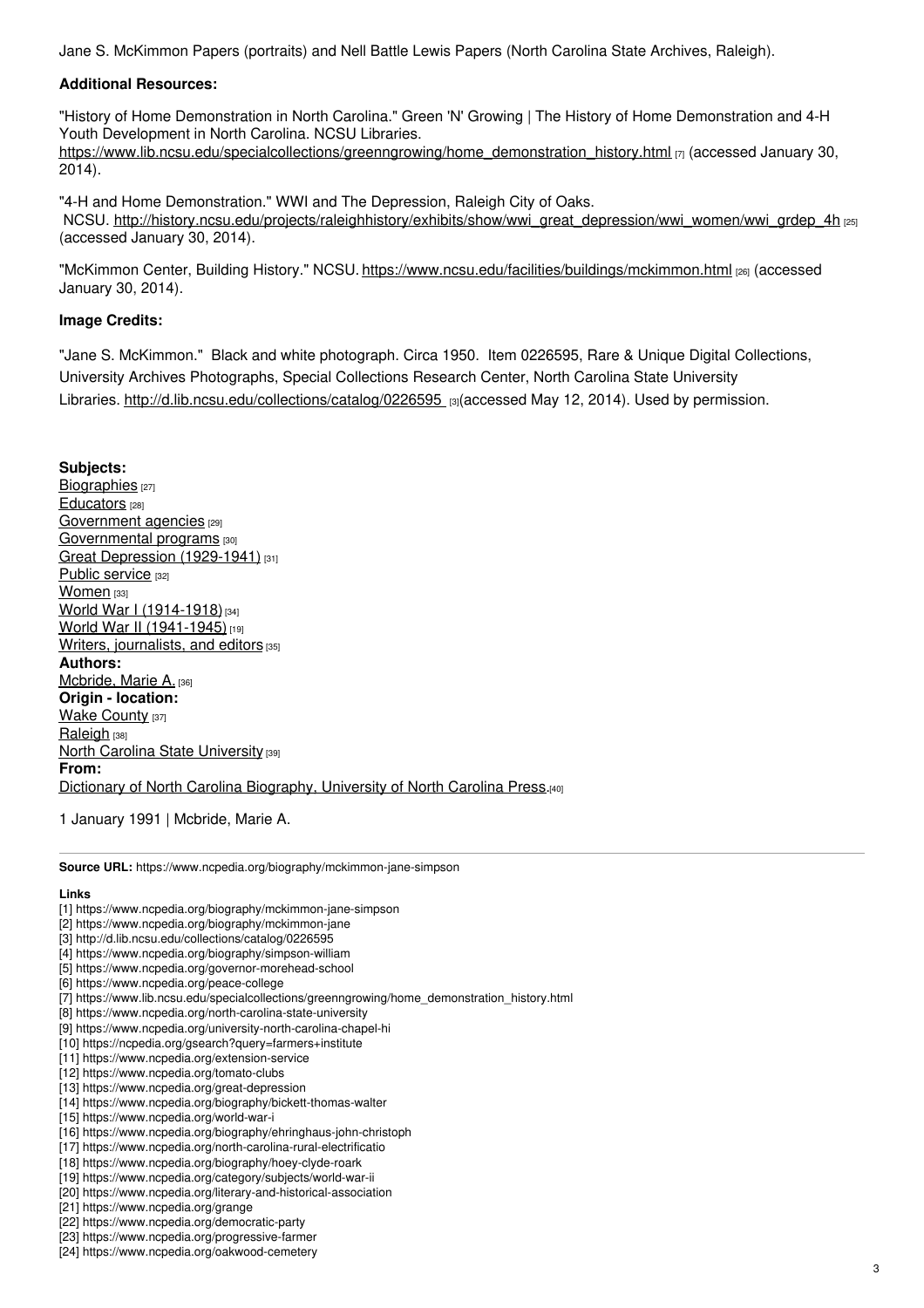Jane S. McKimmon Papers (portraits) and Nell Battle Lewis Papers (North Carolina State Archives, Raleigh).

**Additional Resources:**

"History of Home Demonstration in North Carolina." Green 'N' Growing | The History of Home Demonstration and 4-H Youth Development in North Carolina. NCSU Libraries. https://www.lib.ncsu.edu/specialcollections/greenngrowing/home_demonstration_history.html [7] (accessed January 30, 2014).

"4-H and Home Demonstration." WWI and The Depression, Raleigh City of Oaks. NCSU. http://history.ncsu.edu/projects/raleighhistory/exhibits/show/wwi_great_depression/wwi_women/wwi_grdep_4h [25] (accessed January 30, 2014).

"McKimmon Center, Building History." NCSU. https://www.ncsu.edu/facilities/buildings/mckimmon.html [26] (accessed January 30, 2014).

**Image Credits:**

"Jane S. McKimmon." Black and white photograph. Circa 1950. Item 0226595, Rare & Unique Digital Collections, University Archives Photographs, Special Collections Research Center, North Carolina State University Libraries. http://d.lib.ncsu.edu/collections/catalog/0226595 [3](accessed May 12, 2014). Used by permission.

**Subjects:**
Biographies [27]
Educators [28]
Government agencies [29]
Governmental programs [30]
Great Depression (1929-1941) [31]
Public service [32]
Women [33]
World War I (1914-1918) [34]
World War II (1941-1945) [19]
Writers, journalists, and editors [35]
**Authors:**
Mcbride, Marie A. [36]
**Origin - location:**
Wake County [37]
Raleigh [38]
North Carolina State University [39]
**From:**
Dictionary of North Carolina Biography, University of North Carolina Press.[40]

1 January 1991 | Mcbride, Marie A.

**Source URL:** https://www.ncpedia.org/biography/mckimmon-jane-simpson

**Links**
[1] https://www.ncpedia.org/biography/mckimmon-jane-simpson
[2] https://www.ncpedia.org/biography/mckimmon-jane
[3] http://d.lib.ncsu.edu/collections/catalog/0226595
[4] https://www.ncpedia.org/biography/simpson-william
[5] https://www.ncpedia.org/governor-morehead-school
[6] https://www.ncpedia.org/peace-college
[7] https://www.lib.ncsu.edu/specialcollections/greenngrowing/home_demonstration_history.html
[8] https://www.ncpedia.org/north-carolina-state-university
[9] https://www.ncpedia.org/university-north-carolina-chapel-hi
[10] https://ncpedia.org/gsearch?query=farmers+institute
[11] https://www.ncpedia.org/extension-service
[12] https://www.ncpedia.org/tomato-clubs
[13] https://www.ncpedia.org/great-depression
[14] https://www.ncpedia.org/biography/bickett-thomas-walter
[15] https://www.ncpedia.org/world-war-i
[16] https://www.ncpedia.org/biography/ehringhaus-john-christoph
[17] https://www.ncpedia.org/north-carolina-rural-electrificatio
[18] https://www.ncpedia.org/biography/hoey-clyde-roark
[19] https://www.ncpedia.org/category/subjects/world-war-ii
[20] https://www.ncpedia.org/literary-and-historical-association
[21] https://www.ncpedia.org/grange
[22] https://www.ncpedia.org/democratic-party
[23] https://www.ncpedia.org/progressive-farmer
[24] https://www.ncpedia.org/oakwood-cemetery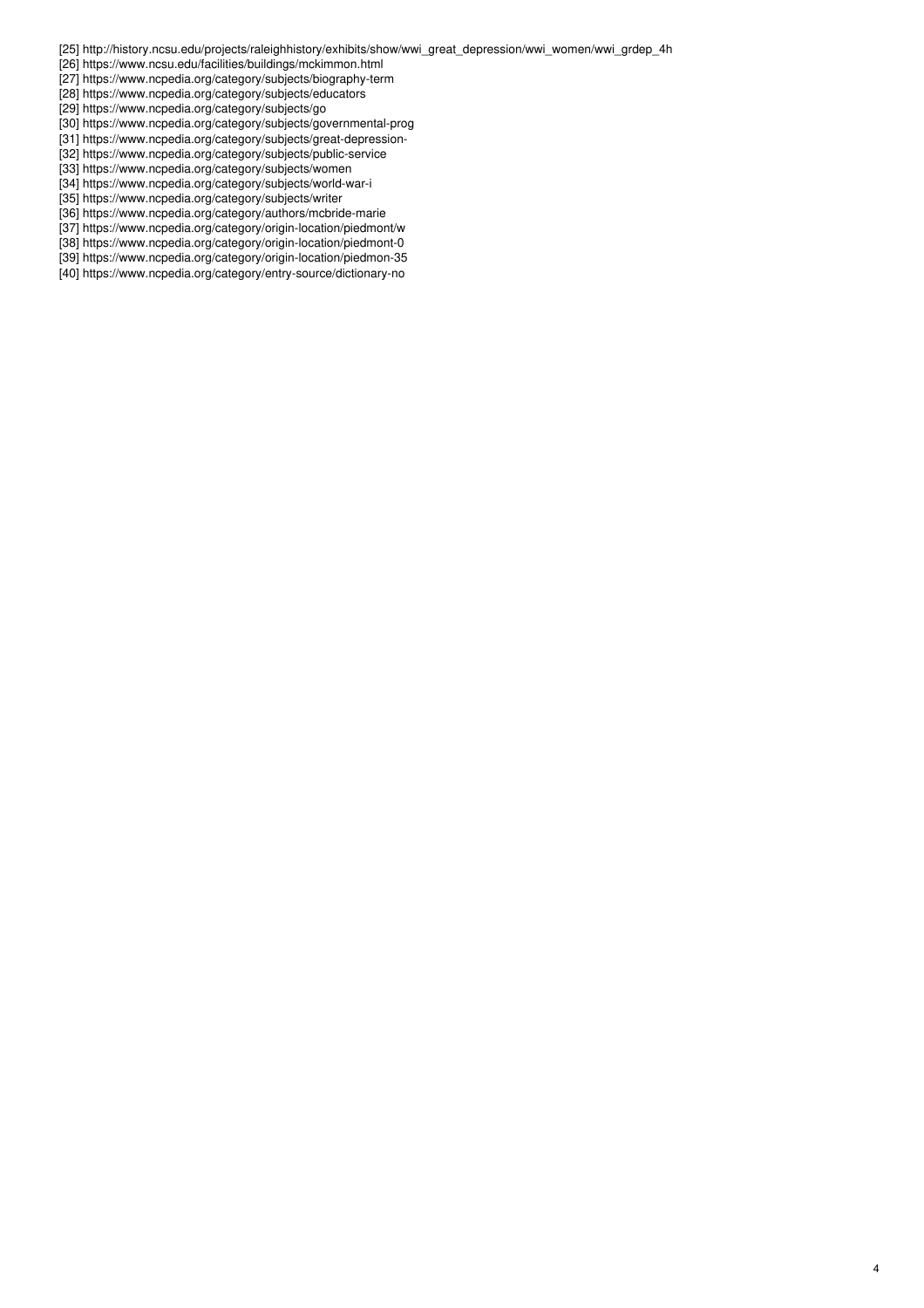[25] http://history.ncsu.edu/projects/raleighhistory/exhibits/show/wwi_great_depression/wwi_women/wwi_grdep_4h
[26] https://www.ncsu.edu/facilities/buildings/mckimmon.html
[27] https://www.ncpedia.org/category/subjects/biography-term
[28] https://www.ncpedia.org/category/subjects/educators
[29] https://www.ncpedia.org/category/subjects/go
[30] https://www.ncpedia.org/category/subjects/governmental-prog
[31] https://www.ncpedia.org/category/subjects/great-depression-
[32] https://www.ncpedia.org/category/subjects/public-service
[33] https://www.ncpedia.org/category/subjects/women
[34] https://www.ncpedia.org/category/subjects/world-war-i
[35] https://www.ncpedia.org/category/subjects/writer
[36] https://www.ncpedia.org/category/authors/mcbride-marie
[37] https://www.ncpedia.org/category/origin-location/piedmont/w
[38] https://www.ncpedia.org/category/origin-location/piedmont-0
[39] https://www.ncpedia.org/category/origin-location/piedmon-35
[40] https://www.ncpedia.org/category/entry-source/dictionary-no